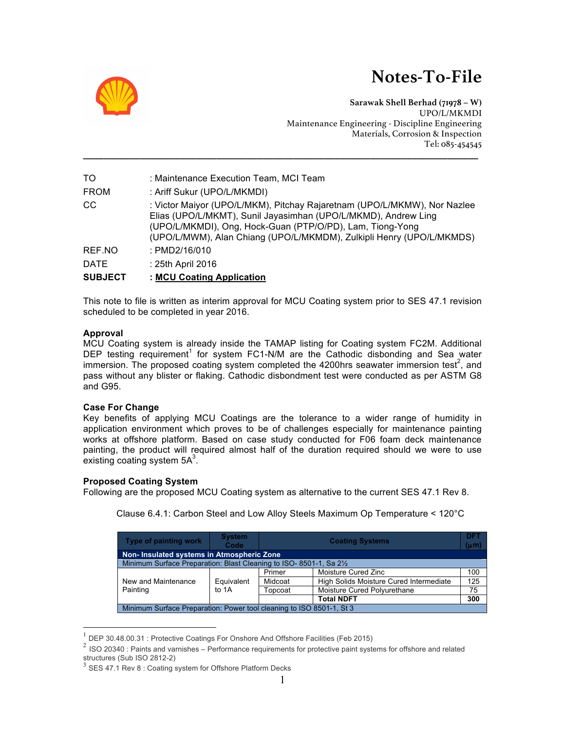# Notes-To-File

**Sarawak Shell Berhad (71978 – W)**
UPO/L/MKMDI
Maintenance Engineering - Discipline Engineering
Materials, Corrosion & Inspection
Tel: 085-454545

---

TO : Maintenance Execution Team, MCI Team

FROM : Ariff Sukur (UPO/L/MKMDI)

CC : Victor Maiyor (UPO/L/MKM), Pitchay Rajaretnam (UPO/L/MKMW), Nor Nazlee Elias (UPO/L/MKMT), Sunil Jayasimhan (UPO/L/MKMD), Andrew Ling (UPO/L/MKMDI), Ong, Hock-Guan (PTP/O/PD), Lam, Tiong-Yong (UPO/L/MWM), Alan Chiang (UPO/L/MKMDM), Zulkipli Henry (UPO/L/MKMDS)

REF.NO : PMD2/16/010

DATE : 25th April 2016

**SUBJECT : MCU Coating Application**

This note to file is written as interim approval for MCU Coating system prior to SES 47.1 revision scheduled to be completed in year 2016.

**Approval**

MCU Coating system is already inside the TAMAP listing for Coating system FC2M. Additional DEP testing requirement[1] for system FC1-N/M are the Cathodic disbonding and Sea water immersion. The proposed coating system completed the 4200hrs seawater immersion test[2], and pass without any blister or flaking. Cathodic disbondment test were conducted as per ASTM G8 and G95.

**Case For Change**

Key benefits of applying MCU Coatings are the tolerance to a wider range of humidity in application environment which proves to be of challenges especially for maintenance painting works at offshore platform. Based on case study conducted for F06 foam deck maintenance painting, the product will required almost half of the duration required should we were to use existing coating system 5A[3].

**Proposed Coating System**

Following are the proposed MCU Coating system as alternative to the current SES 47.1 Rev 8.

Clause 6.4.1: Carbon Steel and Low Alloy Steels Maximum Op Temperature < 120°C

| Type of painting work | System Code | Coating Systems | | DFT (μm) |
|---|---|---|---|---|
| **Non- Insulated systems in Atmospheric Zone** | | | | |
| Minimum Surface Preparation: Blast Cleaning to ISO- 8501-1, Sa 2½ | | | | |
| New and Maintenance Painting | Equivalent to 1A | Primer | Moisture Cured Zinc | 100 |
| | | Midcoat | High Solids Moisture Cured Intermediate | 125 |
| | | Topcoat | Moisture Cured Polyurethane | 75 |
| | | | **Total NDFT** | **300** |
| Minimum Surface Preparation: Power tool cleaning to ISO 8501-1, St 3 | | | | |

---

[1] DEP 30.48.00.31 : Protective Coatings For Onshore And Offshore Facilities (Feb 2015)

[2] ISO 20340 : Paints and varnishes – Performance requirements for protective paint systems for offshore and related structures (Sub ISO 2812-2)

[3] SES 47.1 Rev 8 : Coating system for Offshore Platform Decks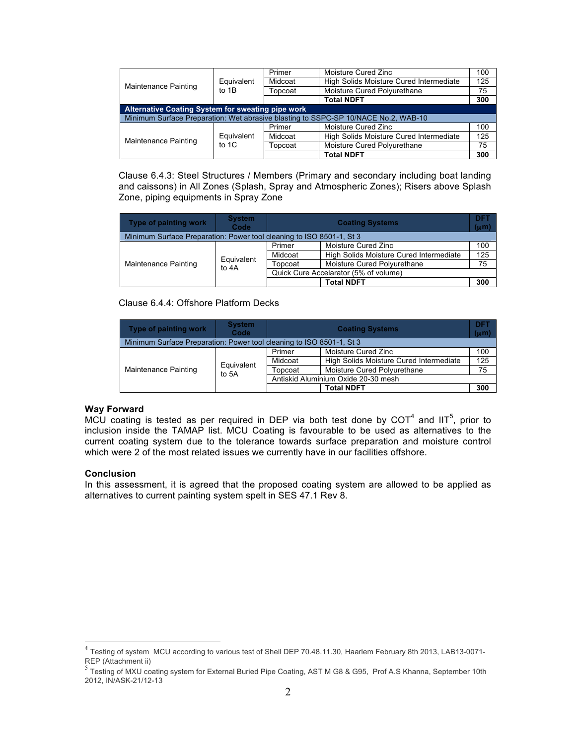| | | | | |
|---|---|---|---|---|
| Maintenance Painting | Equivalent to 1B | Primer | Moisture Cured Zinc | 100 |
| | | Midcoat | High Solids Moisture Cured Intermediate | 125 |
| | | Topcoat | Moisture Cured Polyurethane | 75 |
| | | | **Total NDFT** | **300** |
| **Alternative Coating System for sweating pipe work** | | | | |
| Minimum Surface Preparation: Wet abrasive blasting to SSPC-SP 10/NACE No.2, WAB-10 | | | | |
| Maintenance Painting | Equivalent to 1C | Primer | Moisture Cured Zinc | 100 |
| | | Midcoat | High Solids Moisture Cured Intermediate | 125 |
| | | Topcoat | Moisture Cured Polyurethane | 75 |
| | | | **Total NDFT** | **300** |

Clause 6.4.3: Steel Structures / Members (Primary and secondary including boat landing and caissons) in All Zones (Splash, Spray and Atmospheric Zones); Risers above Splash Zone, piping equipments in Spray Zone

| Type of painting work | System Code | Coating Systems | | DFT (μm) |
|---|---|---|---|---|
| Minimum Surface Preparation: Power tool cleaning to ISO 8501-1, St 3 | | | | |
| Maintenance Painting | Equivalent to 4A | Primer | Moisture Cured Zinc | 100 |
| | | Midcoat | High Solids Moisture Cured Intermediate | 125 |
| | | Topcoat | Moisture Cured Polyurethane | 75 |
| | | Quick Cure Accelarator (5% of volume) | | |
| | | | **Total NDFT** | **300** |

Clause 6.4.4: Offshore Platform Decks

| Type of painting work | System Code | Coating Systems | | DFT (μm) |
|---|---|---|---|---|
| Minimum Surface Preparation: Power tool cleaning to ISO 8501-1, St 3 | | | | |
| Maintenance Painting | Equivalent to 5A | Primer | Moisture Cured Zinc | 100 |
| | | Midcoat | High Solids Moisture Cured Intermediate | 125 |
| | | Topcoat | Moisture Cured Polyurethane | 75 |
| | | Antiskid Aluminium Oxide 20-30 mesh | | |
| | | | **Total NDFT** | **300** |

**Way Forward**

MCU coating is tested as per required in DEP via both test done by COT[4] and IIT[5], prior to inclusion inside the TAMAP list. MCU Coating is favourable to be used as alternatives to the current coating system due to the tolerance towards surface preparation and moisture control which were 2 of the most related issues we currently have in our facilities offshore.

**Conclusion**

In this assessment, it is agreed that the proposed coating system are allowed to be applied as alternatives to current painting system spelt in SES 47.1 Rev 8.

---

[4] Testing of system MCU according to various test of Shell DEP 70.48.11.30, Haarlem February 8th 2013, LAB13-0071-REP (Attachment ii)

[5] Testing of MXU coating system for External Buried Pipe Coating, AST M G8 & G95, Prof A.S Khanna, September 10th 2012, IN/ASK-21/12-13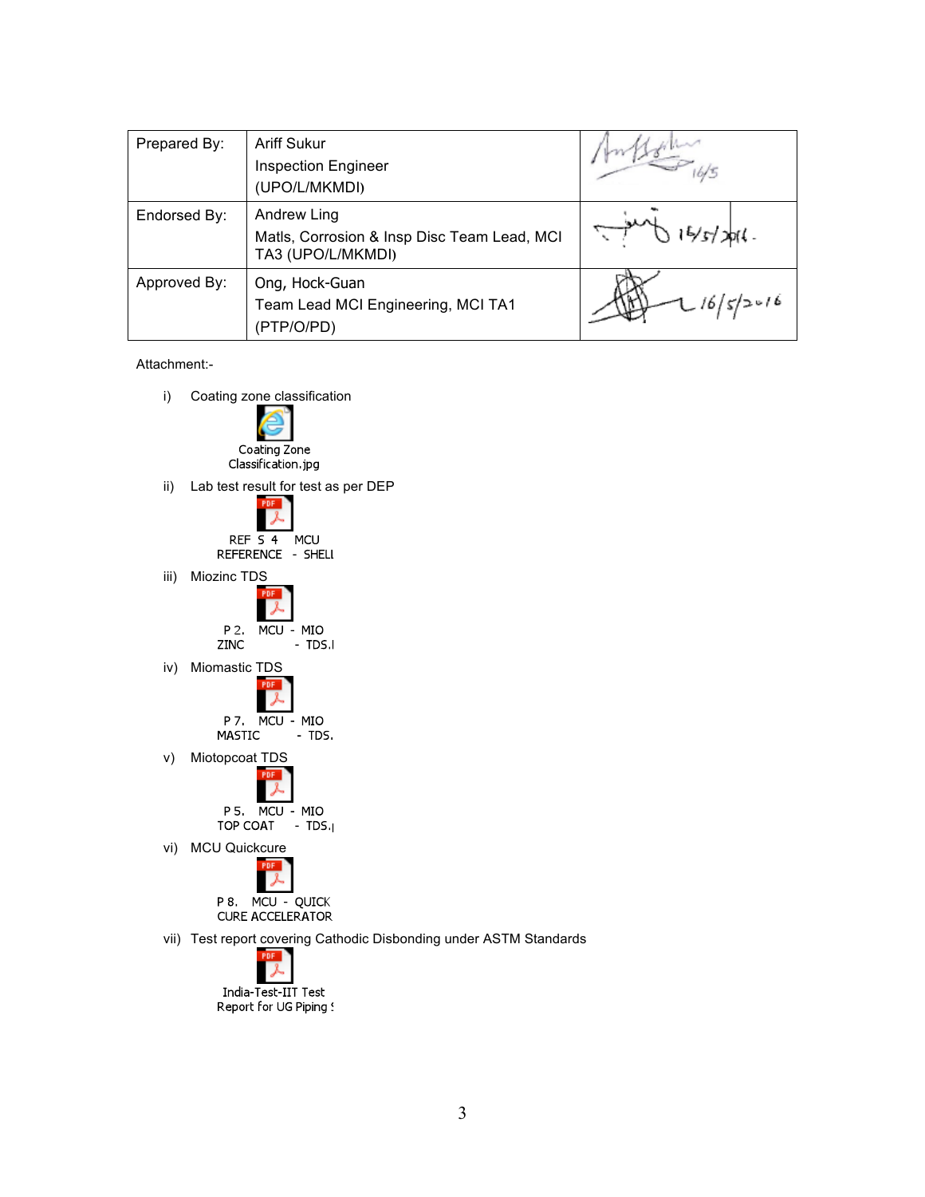| | | |
|---|---|---|
| Prepared By: | Ariff Sukur<br>Inspection Engineer<br>(UPO/L/MKMDI) | 16/5 |
| Endorsed By: | Andrew Ling<br>Matls, Corrosion & Insp Disc Team Lead, MCI TA3 (UPO/L/MKMDI) | 15/5/2016. |
| Approved By: | Ong, Hock-Guan<br>Team Lead MCI Engineering, MCI TA1<br>(PTP/O/PD) | 16/5/2016 |

Attachment:-

i) Coating zone classification

Coating Zone Classification.jpg

ii) Lab test result for test as per DEP

REF S 4 MCU REFERENCE - SHELL

iii) Miozinc TDS

P 2. MCU - MIO ZINC - TDS.I

iv) Miomastic TDS

P 7. MCU - MIO MASTIC - TDS.

v) Miotopcoat TDS

P 5. MCU - MIO TOP COAT - TDS.I

vi) MCU Quickcure

P 8. MCU - QUICK CURE ACCELERATOR

vii) Test report covering Cathodic Disbonding under ASTM Standards

India-Test-IIT Test Report for UG Piping S